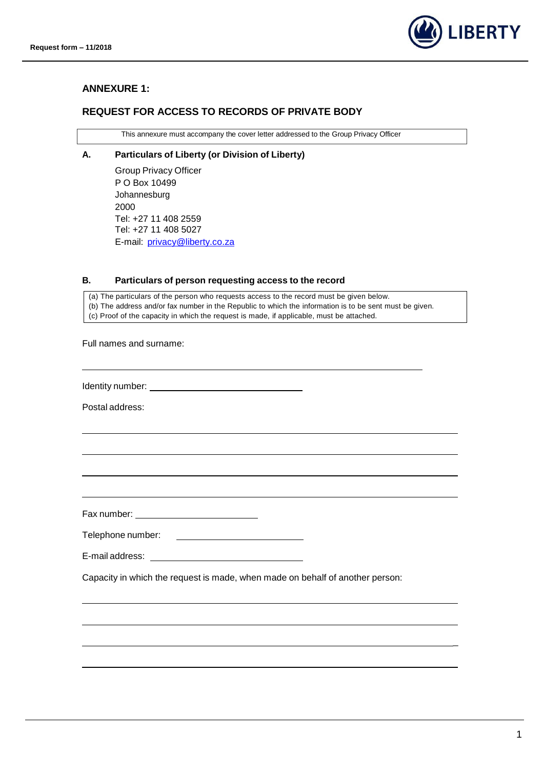## ANNEXURE 1:

## REQUEST FOR ACCESS TO RECORDS OF PRIVATE BODY

| This annexure must accompany the cover letter addressed to the Group Privacy Officer |
|---|

### A. Particulars of Liberty (or Division of Liberty)

Group Privacy Officer
P O Box 10499
Johannesburg
2000
Tel: +27 11 408 2559
Tel: +27 11 408 5027
E-mail: privacy@liberty.co.za

### B. Particulars of person requesting access to the record

| (a) The particulars of the person who requests access to the record must be given below.<br>(b) The address and/or fax number in the Republic to which the information is to be sent must be given.<br>(c) Proof of the capacity in which the request is made, if applicable, must be attached. |
|---|

Full names and surname:

_______________________________________________________________

Identity number: ______________________________

Postal address:

_______________________________________________________________

_______________________________________________________________

_______________________________________________________________

_______________________________________________________________

Fax number: ______________________

Telephone number: ______________________

E-mail address: ____________________________

Capacity in which the request is made, when made on behalf of another person:

_______________________________________________________________

_______________________________________________________________

_______________________________________________________________

_______________________________________________________________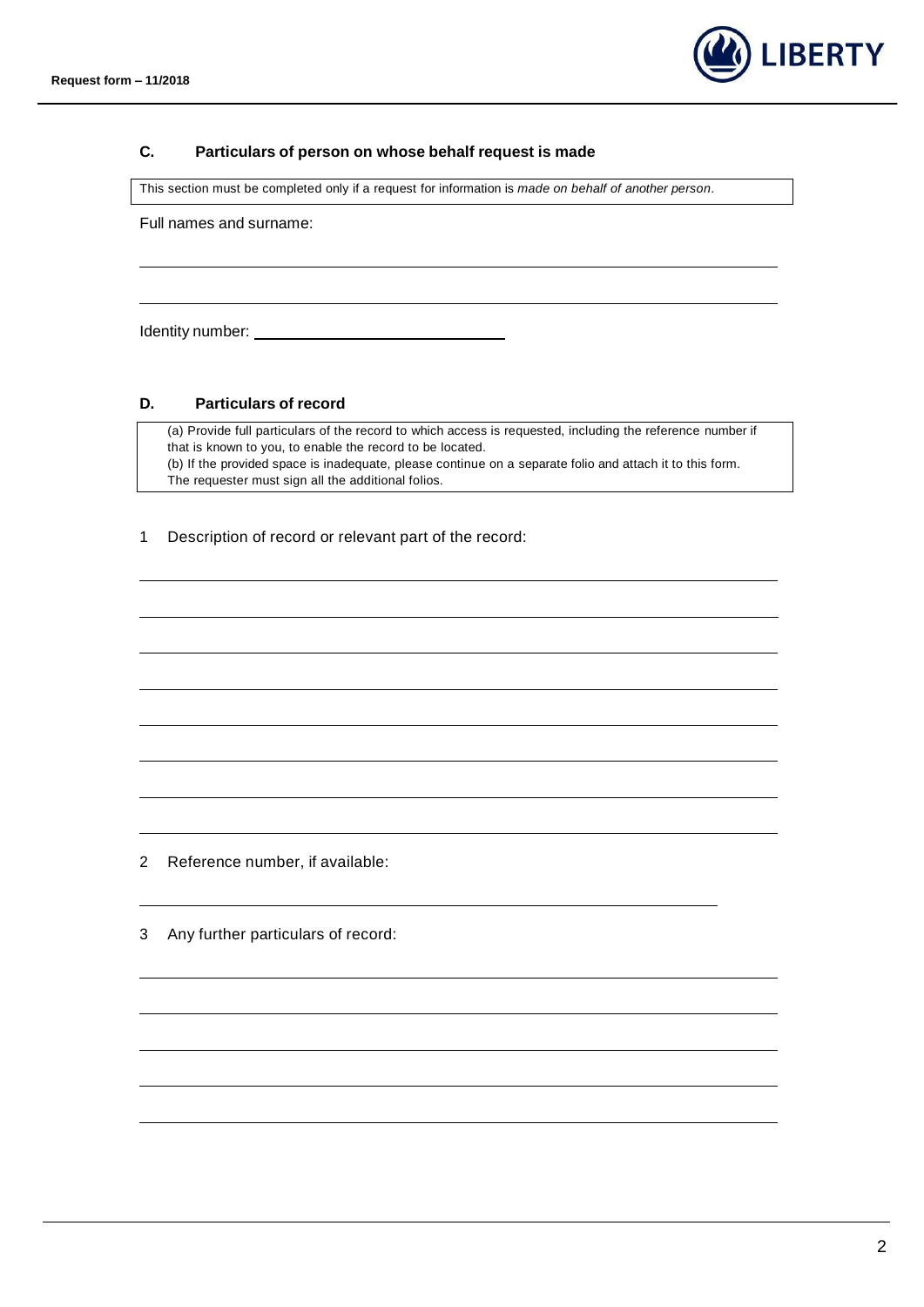## C. Particulars of person on whose behalf request is made

This section must be completed only if a request for information is *made on behalf of another person*.

Full names and surname:

\_\_\_\_\_\_\_\_\_\_\_\_\_\_\_\_\_\_\_\_\_\_\_\_\_\_\_\_\_\_\_\_\_\_\_\_\_\_\_\_\_\_\_\_\_\_\_\_\_\_\_\_\_\_\_\_\_\_\_\_

\_\_\_\_\_\_\_\_\_\_\_\_\_\_\_\_\_\_\_\_\_\_\_\_\_\_\_\_\_\_\_\_\_\_\_\_\_\_\_\_\_\_\_\_\_\_\_\_\_\_\_\_\_\_\_\_\_\_\_\_

Identity number: \_\_\_\_\_\_\_\_\_\_\_\_\_\_\_\_\_\_\_\_\_\_\_\_\_\_\_\_

## D. Particulars of record

(a) Provide full particulars of the record to which access is requested, including the reference number if that is known to you, to enable the record to be located.
(b) If the provided space is inadequate, please continue on a separate folio and attach it to this form. The requester must sign all the additional folios.

1 Description of record or relevant part of the record:

\_\_\_\_\_\_\_\_\_\_\_\_\_\_\_\_\_\_\_\_\_\_\_\_\_\_\_\_\_\_\_\_\_\_\_\_\_\_\_\_\_\_\_\_\_\_\_\_\_\_\_\_\_\_\_\_\_\_\_\_

\_\_\_\_\_\_\_\_\_\_\_\_\_\_\_\_\_\_\_\_\_\_\_\_\_\_\_\_\_\_\_\_\_\_\_\_\_\_\_\_\_\_\_\_\_\_\_\_\_\_\_\_\_\_\_\_\_\_\_\_

\_\_\_\_\_\_\_\_\_\_\_\_\_\_\_\_\_\_\_\_\_\_\_\_\_\_\_\_\_\_\_\_\_\_\_\_\_\_\_\_\_\_\_\_\_\_\_\_\_\_\_\_\_\_\_\_\_\_\_\_

\_\_\_\_\_\_\_\_\_\_\_\_\_\_\_\_\_\_\_\_\_\_\_\_\_\_\_\_\_\_\_\_\_\_\_\_\_\_\_\_\_\_\_\_\_\_\_\_\_\_\_\_\_\_\_\_\_\_\_\_

\_\_\_\_\_\_\_\_\_\_\_\_\_\_\_\_\_\_\_\_\_\_\_\_\_\_\_\_\_\_\_\_\_\_\_\_\_\_\_\_\_\_\_\_\_\_\_\_\_\_\_\_\_\_\_\_\_\_\_\_

\_\_\_\_\_\_\_\_\_\_\_\_\_\_\_\_\_\_\_\_\_\_\_\_\_\_\_\_\_\_\_\_\_\_\_\_\_\_\_\_\_\_\_\_\_\_\_\_\_\_\_\_\_\_\_\_\_\_\_\_

\_\_\_\_\_\_\_\_\_\_\_\_\_\_\_\_\_\_\_\_\_\_\_\_\_\_\_\_\_\_\_\_\_\_\_\_\_\_\_\_\_\_\_\_\_\_\_\_\_\_\_\_\_\_\_\_\_\_\_\_

\_\_\_\_\_\_\_\_\_\_\_\_\_\_\_\_\_\_\_\_\_\_\_\_\_\_\_\_\_\_\_\_\_\_\_\_\_\_\_\_\_\_\_\_\_\_\_\_\_\_\_\_\_\_\_\_\_\_\_\_

2 Reference number, if available:

\_\_\_\_\_\_\_\_\_\_\_\_\_\_\_\_\_\_\_\_\_\_\_\_\_\_\_\_\_\_\_\_\_\_\_\_\_\_\_\_\_\_\_\_\_\_\_\_\_\_\_\_\_\_

3 Any further particulars of record:

\_\_\_\_\_\_\_\_\_\_\_\_\_\_\_\_\_\_\_\_\_\_\_\_\_\_\_\_\_\_\_\_\_\_\_\_\_\_\_\_\_\_\_\_\_\_\_\_\_\_\_\_\_\_\_\_\_\_\_\_

\_\_\_\_\_\_\_\_\_\_\_\_\_\_\_\_\_\_\_\_\_\_\_\_\_\_\_\_\_\_\_\_\_\_\_\_\_\_\_\_\_\_\_\_\_\_\_\_\_\_\_\_\_\_\_\_\_\_\_\_

\_\_\_\_\_\_\_\_\_\_\_\_\_\_\_\_\_\_\_\_\_\_\_\_\_\_\_\_\_\_\_\_\_\_\_\_\_\_\_\_\_\_\_\_\_\_\_\_\_\_\_\_\_\_\_\_\_\_\_\_

\_\_\_\_\_\_\_\_\_\_\_\_\_\_\_\_\_\_\_\_\_\_\_\_\_\_\_\_\_\_\_\_\_\_\_\_\_\_\_\_\_\_\_\_\_\_\_\_\_\_\_\_\_\_\_\_\_\_\_\_

\_\_\_\_\_\_\_\_\_\_\_\_\_\_\_\_\_\_\_\_\_\_\_\_\_\_\_\_\_\_\_\_\_\_\_\_\_\_\_\_\_\_\_\_\_\_\_\_\_\_\_\_\_\_\_\_\_\_\_\_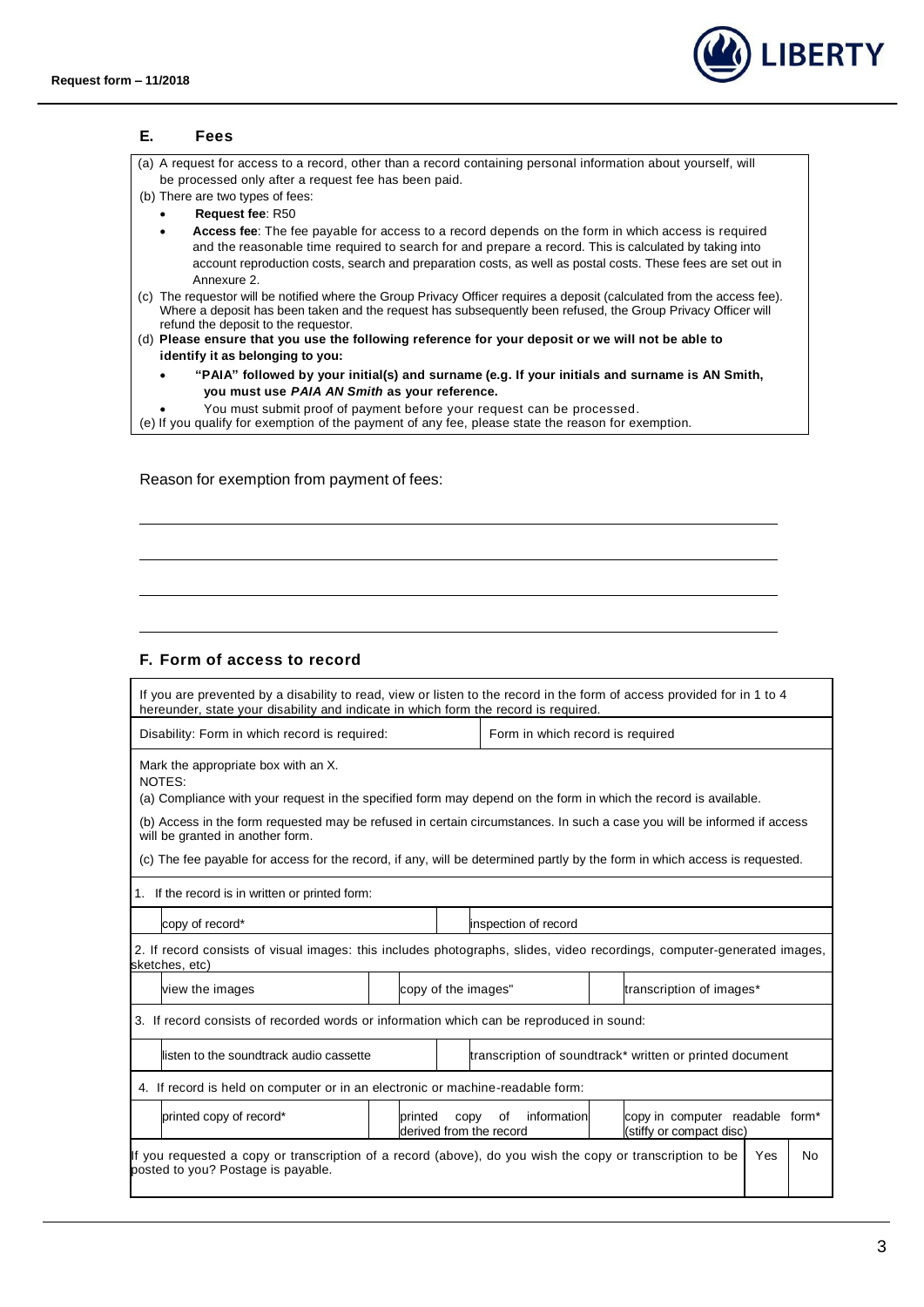## E. Fees

(a) A request for access to a record, other than a record containing personal information about yourself, will be processed only after a request fee has been paid.

(b) There are two types of fees:

- **Request fee**: R50
- **Access fee**: The fee payable for access to a record depends on the form in which access is required and the reasonable time required to search for and prepare a record. This is calculated by taking into account reproduction costs, search and preparation costs, as well as postal costs. These fees are set out in Annexure 2.

(c) The requestor will be notified where the Group Privacy Officer requires a deposit (calculated from the access fee). Where a deposit has been taken and the request has subsequently been refused, the Group Privacy Officer will refund the deposit to the requestor.

(d) **Please ensure that you use the following reference for your deposit or we will not be able to identify it as belonging to you:**

- **"PAIA" followed by your initial(s) and surname (e.g. If your initials and surname is AN Smith, you must use *PAIA AN Smith* as your reference.**
- You must submit proof of payment before your request can be processed.

(e) If you qualify for exemption of the payment of any fee, please state the reason for exemption.

Reason for exemption from payment of fees:

\_\_\_\_\_\_\_\_\_\_\_\_\_\_\_\_\_\_\_\_\_\_\_\_\_\_\_\_\_\_\_\_\_\_\_\_\_\_\_\_\_\_\_\_\_\_\_\_\_\_\_\_\_\_\_\_\_\_\_\_

\_\_\_\_\_\_\_\_\_\_\_\_\_\_\_\_\_\_\_\_\_\_\_\_\_\_\_\_\_\_\_\_\_\_\_\_\_\_\_\_\_\_\_\_\_\_\_\_\_\_\_\_\_\_\_\_\_\_\_\_

\_\_\_\_\_\_\_\_\_\_\_\_\_\_\_\_\_\_\_\_\_\_\_\_\_\_\_\_\_\_\_\_\_\_\_\_\_\_\_\_\_\_\_\_\_\_\_\_\_\_\_\_\_\_\_\_\_\_\_\_

\_\_\_\_\_\_\_\_\_\_\_\_\_\_\_\_\_\_\_\_\_\_\_\_\_\_\_\_\_\_\_\_\_\_\_\_\_\_\_\_\_\_\_\_\_\_\_\_\_\_\_\_\_\_\_\_\_\_\_\_

## F. Form of access to record

If you are prevented by a disability to read, view or listen to the record in the form of access provided for in 1 to 4 hereunder, state your disability and indicate in which form the record is required.

| Disability: Form in which record is required: | Form in which record is required |
|---|---|
| | |

Mark the appropriate box with an X.

NOTES:

(a) Compliance with your request in the specified form may depend on the form in which the record is available.

(b) Access in the form requested may be refused in certain circumstances. In such a case you will be informed if access will be granted in another form.

(c) The fee payable for access for the record, if any, will be determined partly by the form in which access is requested.

1. If the record is in written or printed form:

| | | | |
|---|---|---|---|
| | copy of record* | | inspection of record |

2. If record consists of visual images: this includes photographs, slides, video recordings, computer-generated images, sketches, etc)

| | | | | | |
|---|---|---|---|---|---|
| | view the images | | copy of the images" | | transcription of images* |

3. If record consists of recorded words or information which can be reproduced in sound:

| | | | |
|---|---|---|---|
| | listen to the soundtrack audio cassette | | transcription of soundtrack* written or printed document |

4. If record is held on computer or in an electronic or machine-readable form:

| | | | | | |
|---|---|---|---|---|---|
| | printed copy of record* | | printed copy of information derived from the record | | copy in computer readable form* (stiffy or compact disc) |

| | | |
|---|---|---|
| If you requested a copy or transcription of a record (above), do you wish the copy or transcription to be posted to you? Postage is payable. | Yes | No |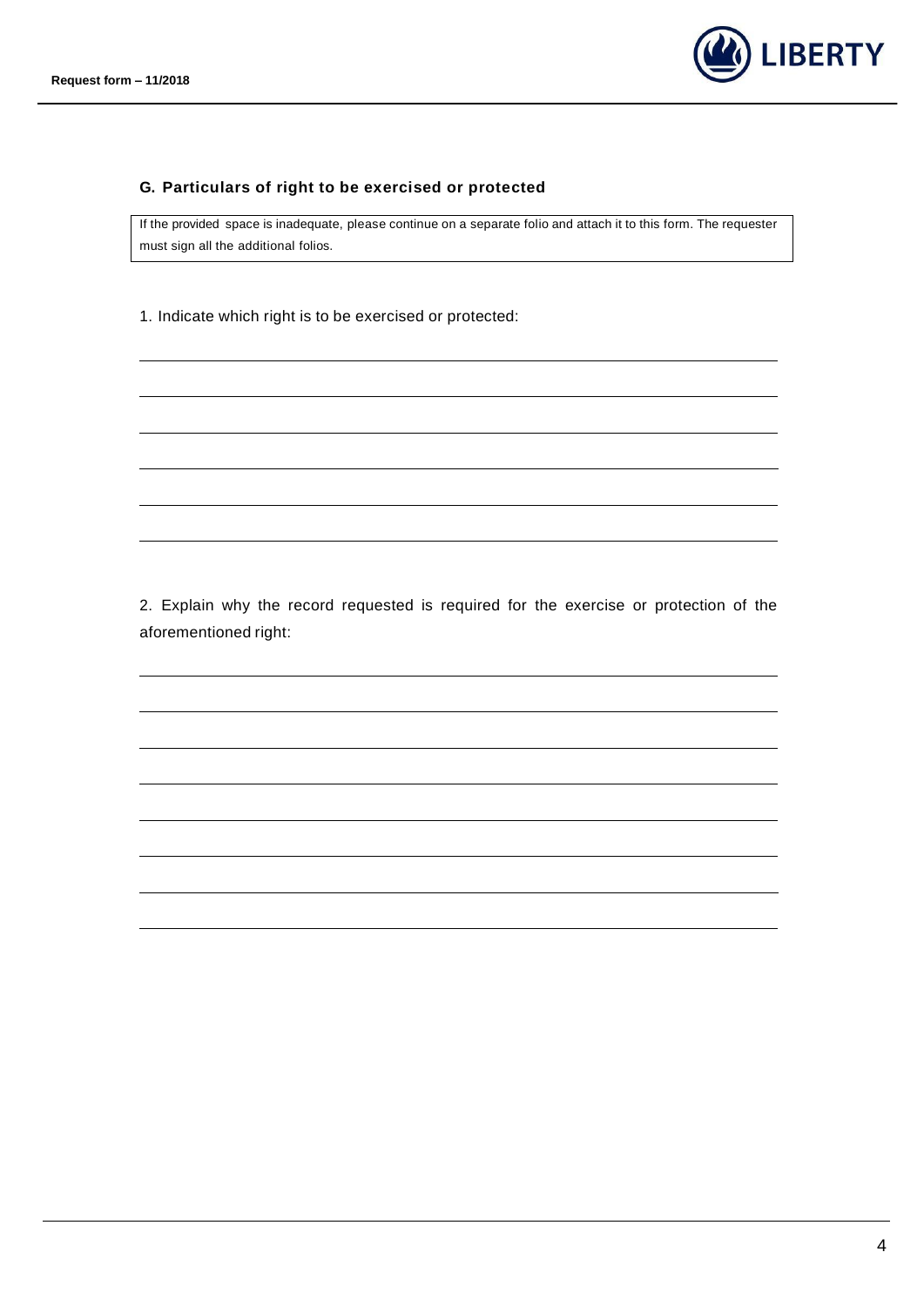## G. Particulars of right to be exercised or protected

If the provided space is inadequate, please continue on a separate folio and attach it to this form. The requester must sign all the additional folios.

1. Indicate which right is to be exercised or protected:

______________________________________________________________________________

______________________________________________________________________________

______________________________________________________________________________

______________________________________________________________________________

______________________________________________________________________________

______________________________________________________________________________

2. Explain why the record requested is required for the exercise or protection of the aforementioned right:

______________________________________________________________________________

______________________________________________________________________________

______________________________________________________________________________

______________________________________________________________________________

______________________________________________________________________________

______________________________________________________________________________

______________________________________________________________________________

______________________________________________________________________________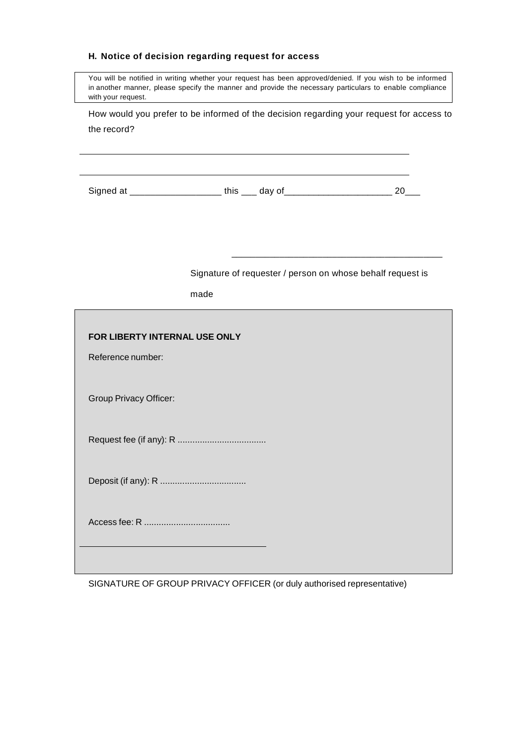### H. Notice of decision regarding request for access

> You will be notified in writing whether your request has been approved/denied. If you wish to be informed in another manner, please specify the manner and provide the necessary particulars to enable compliance with your request.

How would you prefer to be informed of the decision regarding your request for access to the record?

\_\_\_\_\_\_\_\_\_\_\_\_\_\_\_\_\_\_\_\_\_\_\_\_\_\_\_\_\_\_\_\_\_\_\_\_\_\_\_\_\_\_\_\_\_\_\_\_\_\_\_\_\_\_\_\_\_\_\_\_

\_\_\_\_\_\_\_\_\_\_\_\_\_\_\_\_\_\_\_\_\_\_\_\_\_\_\_\_\_\_\_\_\_\_\_\_\_\_\_\_\_\_\_\_\_\_\_\_\_\_\_\_\_\_\_\_\_\_\_\_

Signed at \_\_\_\_\_\_\_\_\_\_\_\_\_\_\_\_\_\_ this \_\_\_ day of\_\_\_\_\_\_\_\_\_\_\_\_\_\_\_\_\_\_\_\_\_ 20\_\_\_

\_\_\_\_\_\_\_\_\_\_\_\_\_\_\_\_\_\_\_\_\_\_\_\_\_\_\_\_\_\_\_\_\_\_\_\_\_\_\_\_\_\_

Signature of requester / person on whose behalf request is made

**FOR LIBERTY INTERNAL USE ONLY**

Reference number:

Group Privacy Officer:

Request fee (if any): R ...................................

Deposit (if any): R ..................................

Access fee: R ..................................

\_\_\_\_\_\_\_\_\_\_\_\_\_\_\_\_\_\_\_\_\_\_\_\_\_\_\_\_\_\_\_\_\_\_\_\_\_\_

SIGNATURE OF GROUP PRIVACY OFFICER (or duly authorised representative)